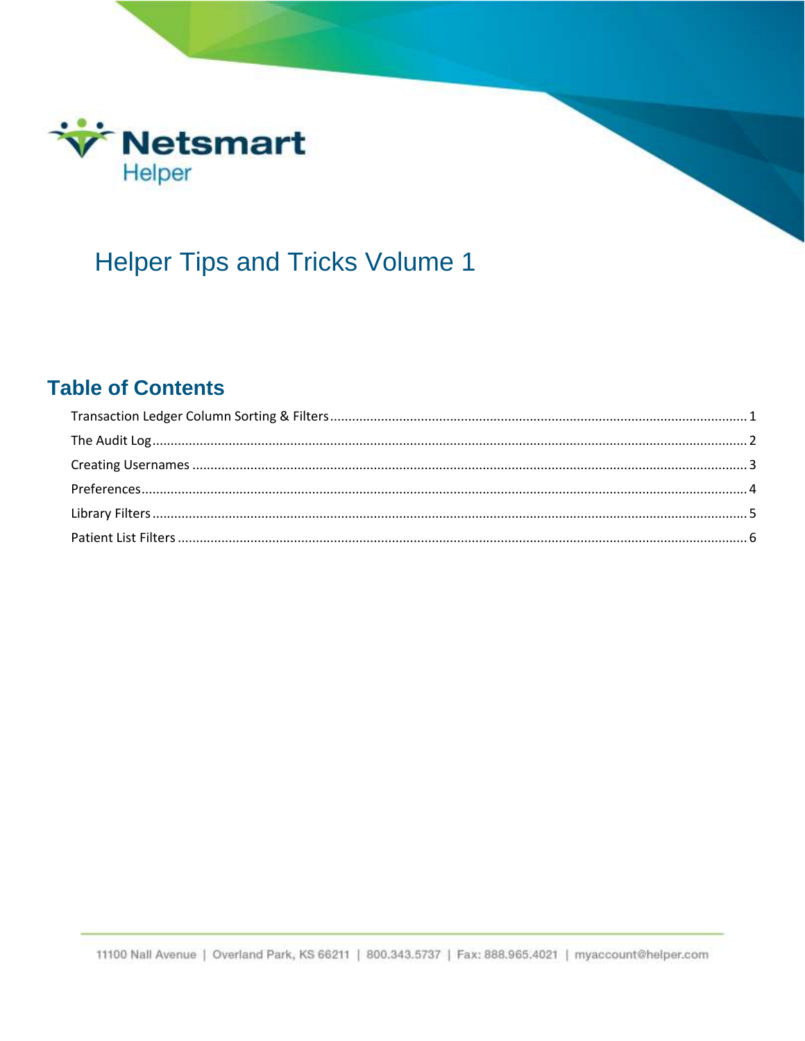Netsmart Helper

# Helper Tips and Tricks Volume 1

## Table of Contents

- Transaction Ledger Column Sorting & Filters ........ 1
- The Audit Log ........ 2
- Creating Usernames ........ 3
- Preferences ........ 4
- Library Filters ........ 5
- Patient List Filters ........ 6

11100 Nall Avenue | Overland Park, KS 66211 | 800.343.5737 | Fax: 888.965.4021 | myaccount@helper.com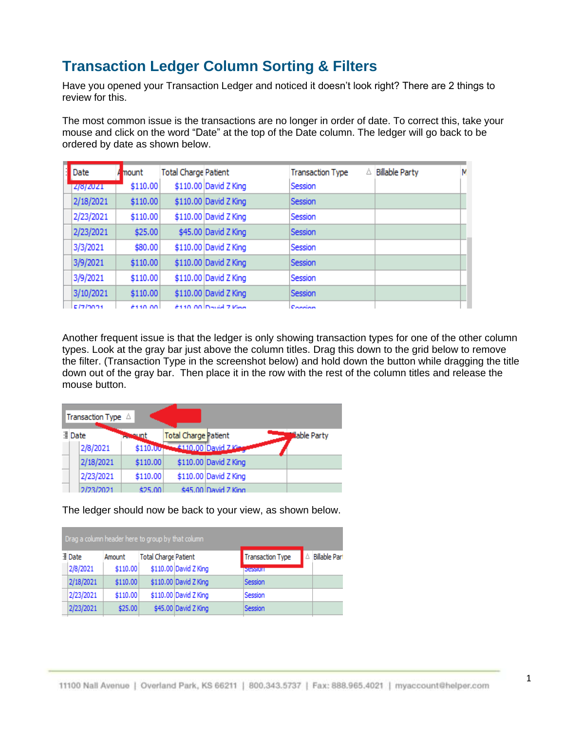# Transaction Ledger Column Sorting & Filters

Have you opened your Transaction Ledger and noticed it doesn't look right? There are 2 things to review for this.

The most common issue is the transactions are no longer in order of date. To correct this, take your mouse and click on the word "Date" at the top of the Date column. The ledger will go back to be ordered by date as shown below.

Another frequent issue is that the ledger is only showing transaction types for one of the other column types. Look at the gray bar just above the column titles. Drag this down to the grid below to remove the filter. (Transaction Type in the screenshot below) and hold down the button while dragging the title down out of the gray bar. Then place it in the row with the rest of the column titles and release the mouse button.

The ledger should now be back to your view, as shown below.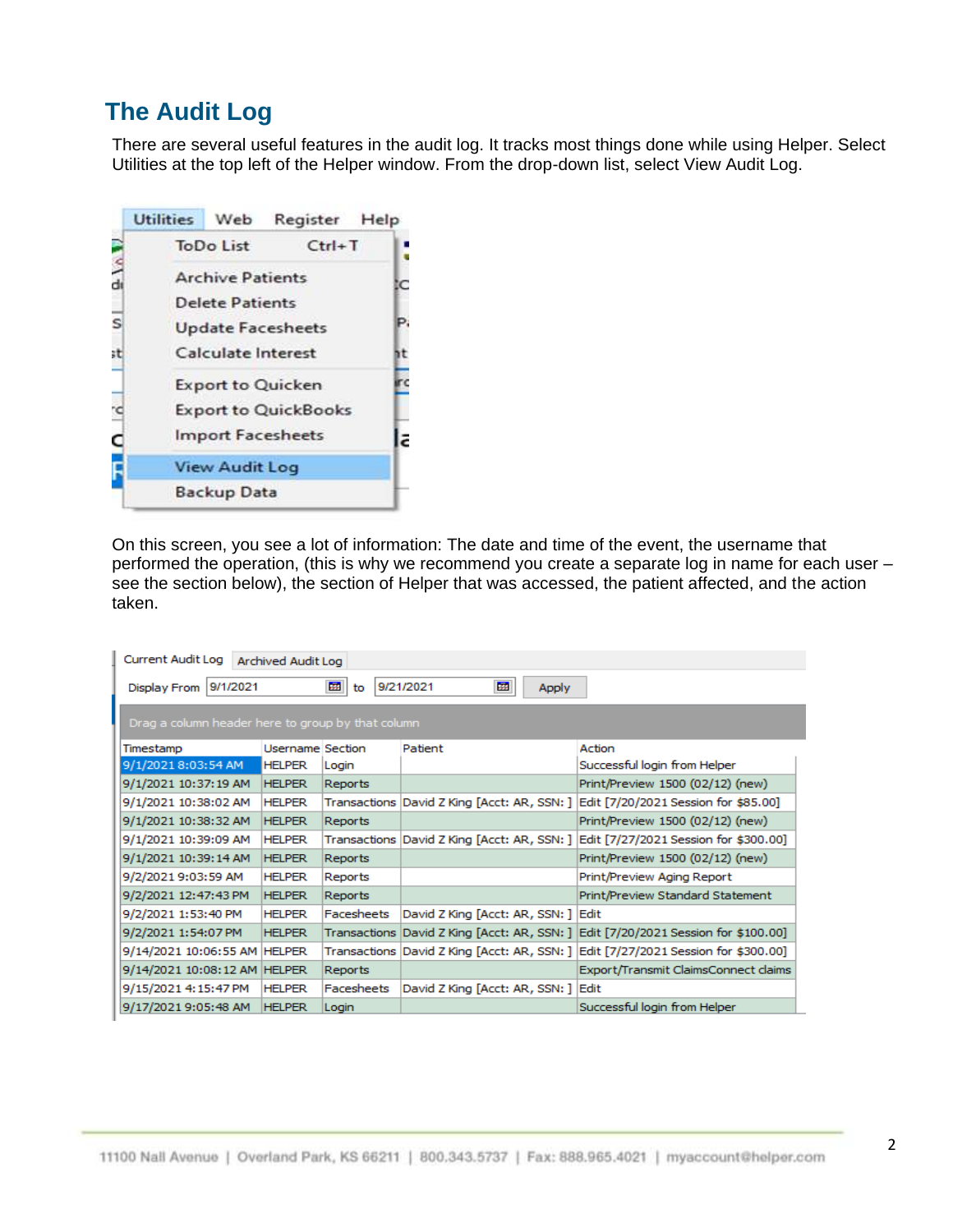## The Audit Log

There are several useful features in the audit log. It tracks most things done while using Helper. Select Utilities at the top left of the Helper window. From the drop-down list, select View Audit Log.

On this screen, you see a lot of information: The date and time of the event, the username that performed the operation, (this is why we recommend you create a separate log in name for each user – see the section below), the section of Helper that was accessed, the patient affected, and the action taken.

| Timestamp | Username | Section | Patient | Action |
|---|---|---|---|---|
| 9/1/2021 8:03:54 AM | HELPER | Login | | Successful login from Helper |
| 9/1/2021 10:37:19 AM | HELPER | Reports | | Print/Preview 1500 (02/12) (new) |
| 9/1/2021 10:38:02 AM | HELPER | Transactions | David Z King [Acct: AR, SSN: ] | Edit [7/20/2021 Session for $85.00] |
| 9/1/2021 10:38:32 AM | HELPER | Reports | | Print/Preview 1500 (02/12) (new) |
| 9/1/2021 10:39:09 AM | HELPER | Transactions | David Z King [Acct: AR, SSN: ] | Edit [7/27/2021 Session for $300.00] |
| 9/1/2021 10:39:14 AM | HELPER | Reports | | Print/Preview 1500 (02/12) (new) |
| 9/2/2021 9:03:59 AM | HELPER | Reports | | Print/Preview Aging Report |
| 9/2/2021 12:47:43 PM | HELPER | Reports | | Print/Preview Standard Statement |
| 9/2/2021 1:53:40 PM | HELPER | Facesheets | David Z King [Acct: AR, SSN: ] | Edit |
| 9/2/2021 1:54:07 PM | HELPER | Transactions | David Z King [Acct: AR, SSN: ] | Edit [7/20/2021 Session for $100.00] |
| 9/14/2021 10:06:55 AM | HELPER | Transactions | David Z King [Acct: AR, SSN: ] | Edit [7/27/2021 Session for $300.00] |
| 9/14/2021 10:08:12 AM | HELPER | Reports | | Export/Transmit ClaimsConnect claims |
| 9/15/2021 4:15:47 PM | HELPER | Facesheets | David Z King [Acct: AR, SSN: ] | Edit |
| 9/17/2021 9:05:48 AM | HELPER | Login | | Successful login from Helper |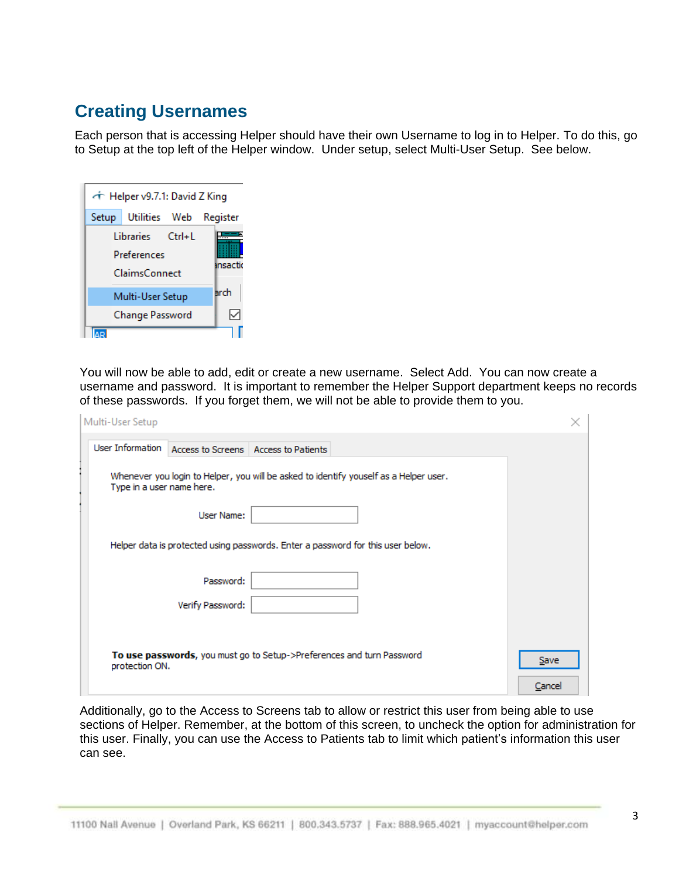## Creating Usernames

Each person that is accessing Helper should have their own Username to log in to Helper. To do this, go to Setup at the top left of the Helper window. Under setup, select Multi-User Setup. See below.

You will now be able to add, edit or create a new username. Select Add. You can now create a username and password. It is important to remember the Helper Support department keeps no records of these passwords. If you forget them, we will not be able to provide them to you.

Additionally, go to the Access to Screens tab to allow or restrict this user from being able to use sections of Helper. Remember, at the bottom of this screen, to uncheck the option for administration for this user. Finally, you can use the Access to Patients tab to limit which patient's information this user can see.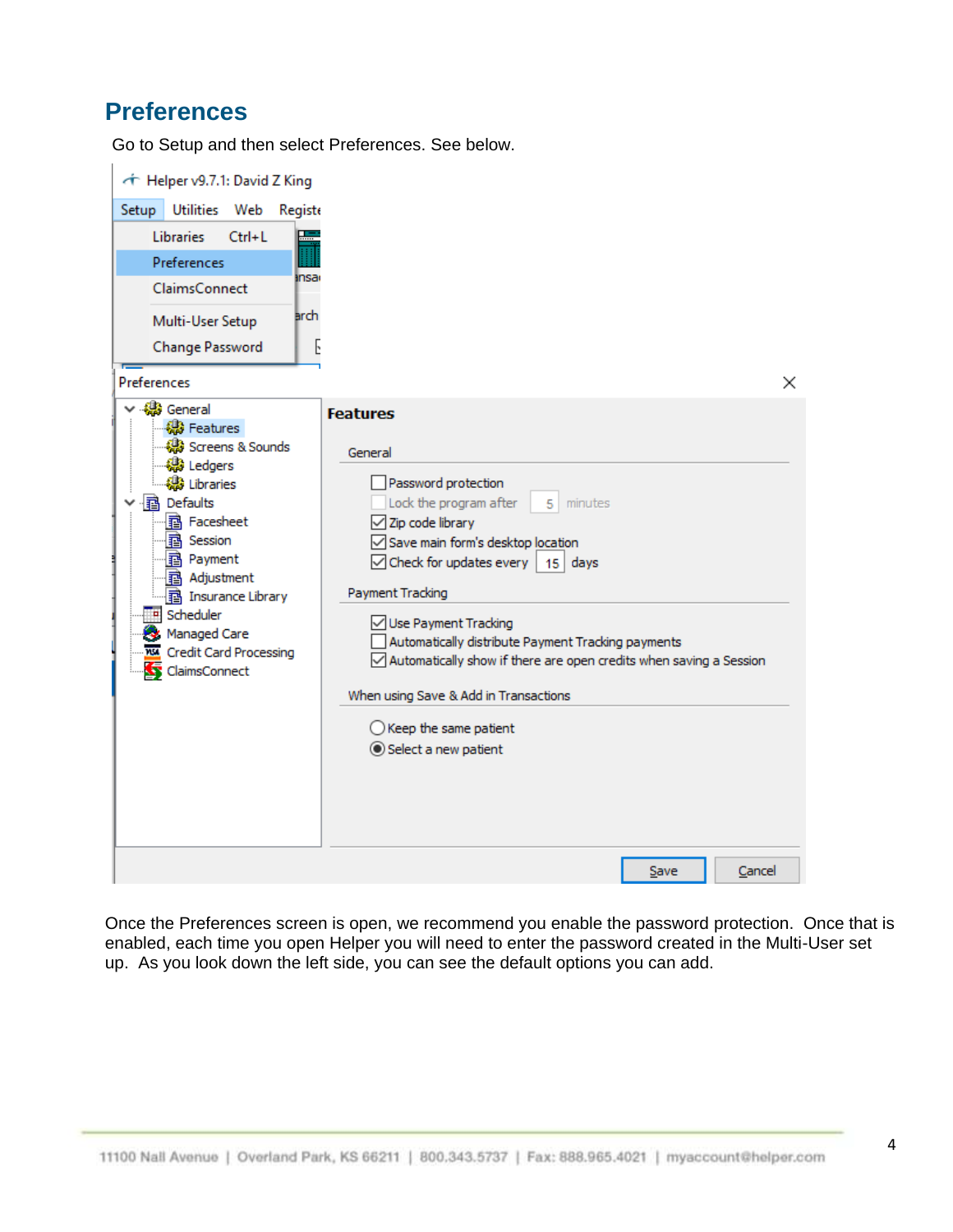## Preferences

Go to Setup and then select Preferences. See below.

Once the Preferences screen is open, we recommend you enable the password protection. Once that is enabled, each time you open Helper you will need to enter the password created in the Multi-User set up. As you look down the left side, you can see the default options you can add.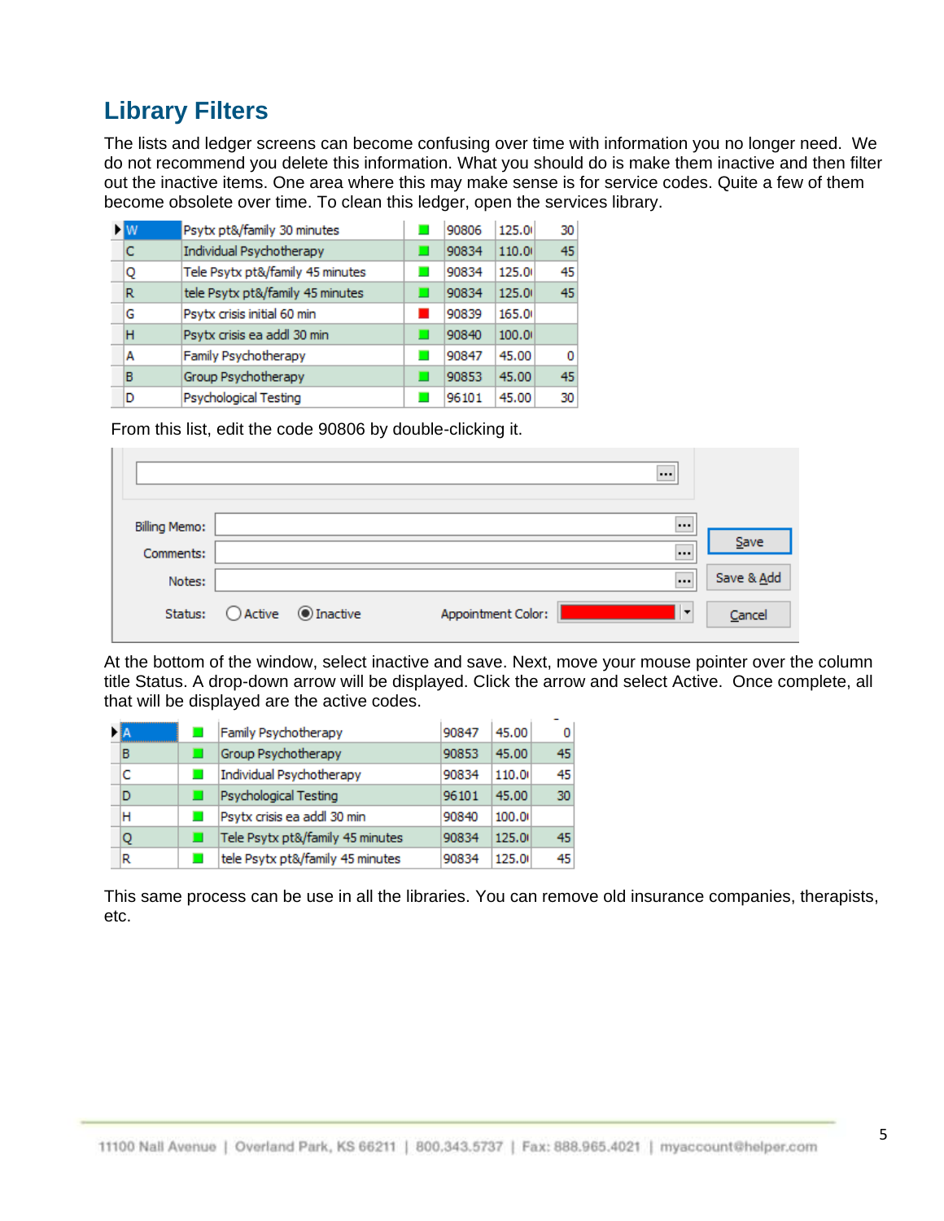## Library Filters

The lists and ledger screens can become confusing over time with information you no longer need. We do not recommend you delete this information. What you should do is make them inactive and then filter out the inactive items. One area where this may make sense is for service codes. Quite a few of them become obsolete over time. To clean this ledger, open the services library.

| | | | | | |
|---|---|---|---|---|---|
| W | Psytx pt&/family 30 minutes | ■ | 90806 | 125.0 | 30 |
| C | Individual Psychotherapy | ■ | 90834 | 110.0 | 45 |
| Q | Tele Psytx pt&/family 45 minutes | ■ | 90834 | 125.0 | 45 |
| R | tele Psytx pt&/family 45 minutes | ■ | 90834 | 125.0 | 45 |
| G | Psytx crisis initial 60 min | ■ | 90839 | 165.0 | |
| H | Psytx crisis ea addl 30 min | ■ | 90840 | 100.0 | |
| A | Family Psychotherapy | ■ | 90847 | 45.00 | 0 |
| B | Group Psychotherapy | ■ | 90853 | 45.00 | 45 |
| D | Psychological Testing | ■ | 96101 | 45.00 | 30 |

From this list, edit the code 90806 by double-clicking it.

Billing Memo:
Comments:
Notes:
Status: ○ Active ◉ Inactive    Appointment Color:
Save | Save & Add | Cancel

At the bottom of the window, select inactive and save. Next, move your mouse pointer over the column title Status. A drop-down arrow will be displayed. Click the arrow and select Active. Once complete, all that will be displayed are the active codes.

| | | | | | |
|---|---|---|---|---|---|
| A | ■ | Family Psychotherapy | 90847 | 45.00 | 0 |
| B | ■ | Group Psychotherapy | 90853 | 45.00 | 45 |
| C | ■ | Individual Psychotherapy | 90834 | 110.0 | 45 |
| D | ■ | Psychological Testing | 96101 | 45.00 | 30 |
| H | ■ | Psytx crisis ea addl 30 min | 90840 | 100.0 | |
| Q | ■ | Tele Psytx pt&/family 45 minutes | 90834 | 125.0 | 45 |
| R | ■ | tele Psytx pt&/family 45 minutes | 90834 | 125.0 | 45 |

This same process can be use in all the libraries. You can remove old insurance companies, therapists, etc.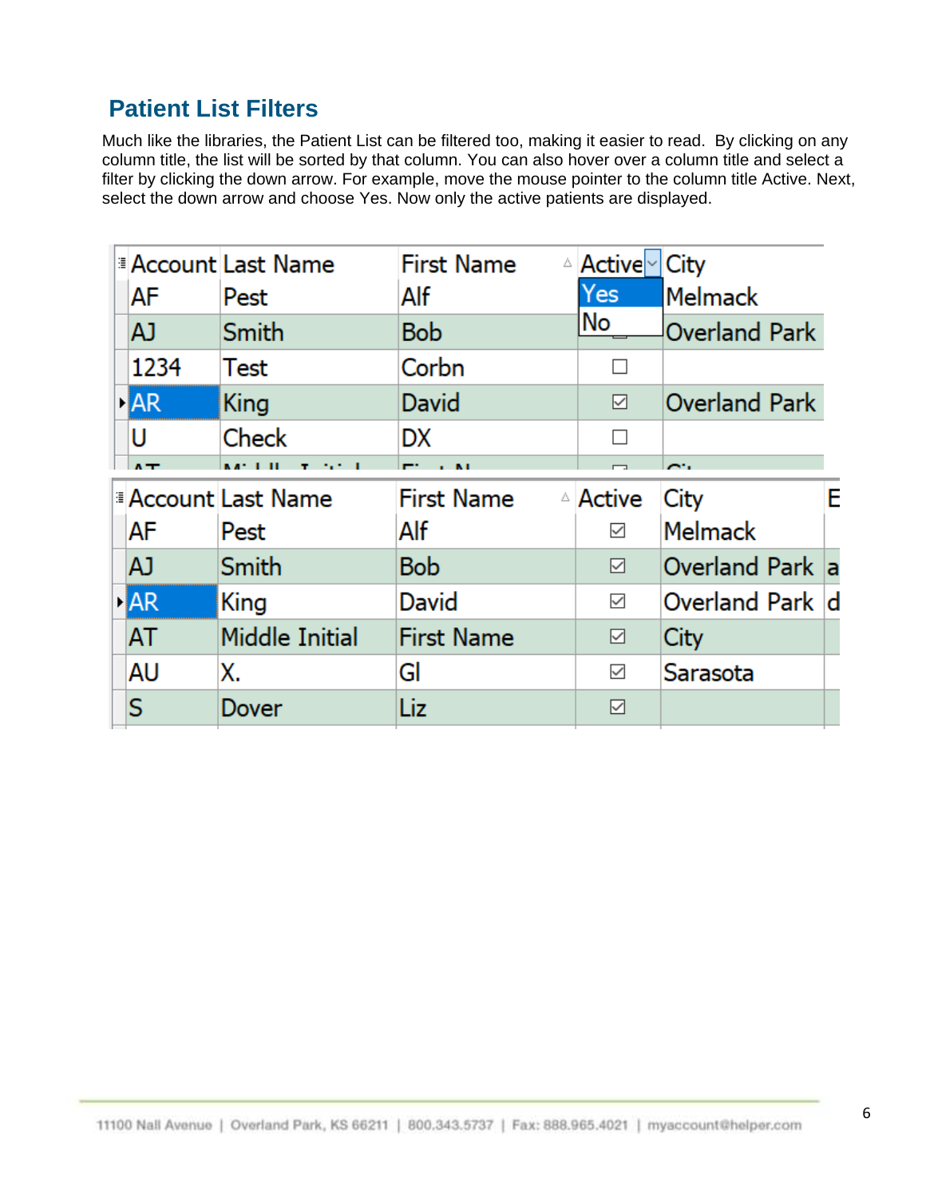## Patient List Filters

Much like the libraries, the Patient List can be filtered too, making it easier to read. By clicking on any column title, the list will be sorted by that column. You can also hover over a column title and select a filter by clicking the down arrow. For example, move the mouse pointer to the column title Active. Next, select the down arrow and choose Yes. Now only the active patients are displayed.

| Account | Last Name | First Name | Active | City |
|---|---|---|---|---|
| AF | Pest | Alf | Yes | Melmack |
| AJ | Smith | Bob | No | Overland Park |
| 1234 | Test | Corbn | ☐ | |
| AR | King | David | ☑ | Overland Park |
| U | Check | DX | ☐ | |

| Account | Last Name | First Name | Active | City | E |
|---|---|---|---|---|---|
| AF | Pest | Alf | ☑ | Melmack | |
| AJ | Smith | Bob | ☑ | Overland Park | a |
| AR | King | David | ☑ | Overland Park | d |
| AT | Middle Initial | First Name | ☑ | City | |
| AU | X. | Gl | ☑ | Sarasota | |
| S | Dover | Liz | ☑ | | |